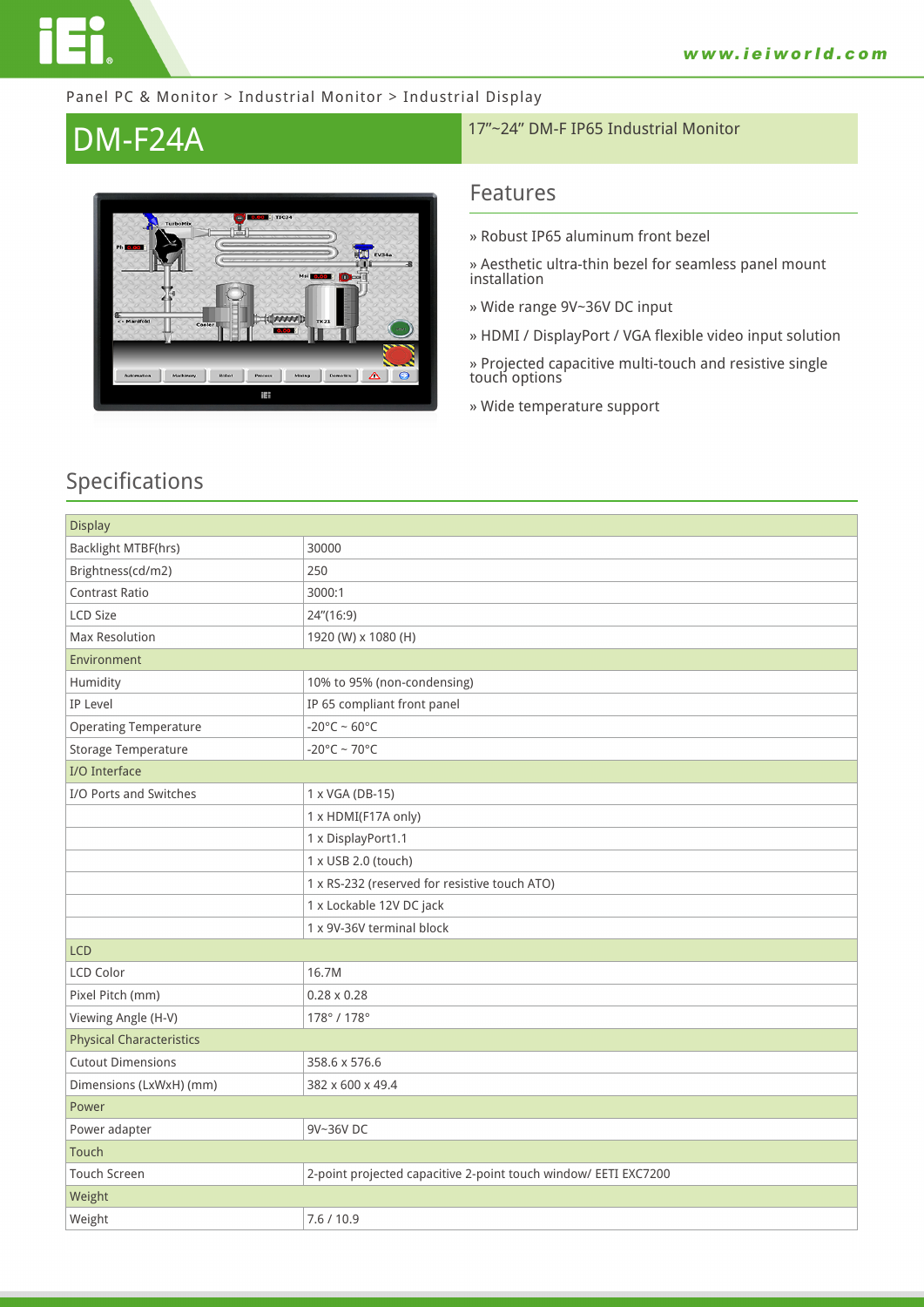Panel PC & Monitor > Industrial Monitor > Industrial Display

# DM-F24A

17"~24" DM-F IP65 Industrial Monitor

## Features

» Robust IP65 aluminum front bezel

» Aesthetic ultra-thin bezel for seamless panel mount installation

» Wide range 9V~36V DC input

» HDMI / DisplayPort / VGA flexible video input solution

» Projected capacitive multi-touch and resistive single touch options

» Wide temperature support

## Specifications

| Display | |
|---|---|
| Backlight MTBF(hrs) | 30000 |
| Brightness(cd/m2) | 250 |
| Contrast Ratio | 3000:1 |
| LCD Size | 24"(16:9) |
| Max Resolution | 1920 (W) x 1080 (H) |
| **Environment** | |
| Humidity | 10% to 95% (non-condensing) |
| IP Level | IP 65 compliant front panel |
| Operating Temperature | -20°C ~ 60°C |
| Storage Temperature | -20°C ~ 70°C |
| **I/O Interface** | |
| I/O Ports and Switches | 1 x VGA (DB-15) |
| | 1 x HDMI(F17A only) |
| | 1 x DisplayPort1.1 |
| | 1 x USB 2.0 (touch) |
| | 1 x RS-232 (reserved for resistive touch ATO) |
| | 1 x Lockable 12V DC jack |
| | 1 x 9V-36V terminal block |
| **LCD** | |
| LCD Color | 16.7M |
| Pixel Pitch (mm) | 0.28 x 0.28 |
| Viewing Angle (H-V) | 178° / 178° |
| **Physical Characteristics** | |
| Cutout Dimensions | 358.6 x 576.6 |
| Dimensions (LxWxH) (mm) | 382 x 600 x 49.4 |
| **Power** | |
| Power adapter | 9V~36V DC |
| **Touch** | |
| Touch Screen | 2-point projected capacitive 2-point touch window/ EETI EXC7200 |
| **Weight** | |
| Weight | 7.6 / 10.9 |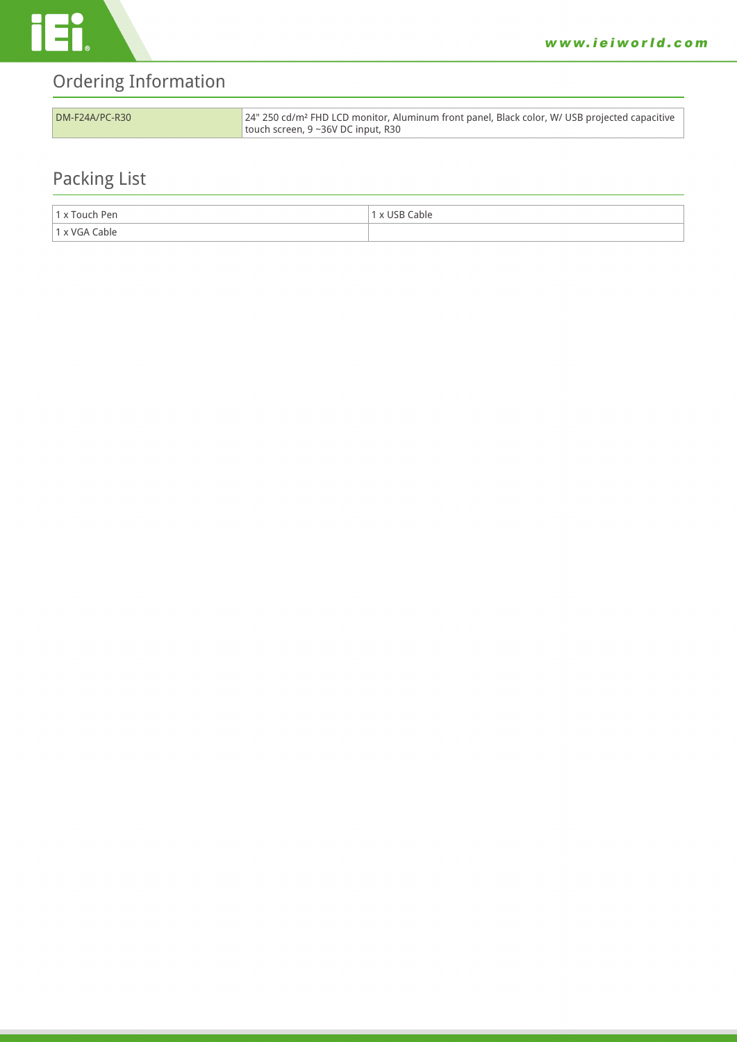## Ordering Information

| | |
|---|---|
| DM-F24A/PC-R30 | 24" 250 cd/m² FHD LCD monitor, Aluminum front panel, Black color, W/ USB projected capacitive touch screen, 9 ~36V DC input, R30 |

## Packing List

| | |
|---|---|
| 1 x Touch Pen | 1 x USB Cable |
| 1 x VGA Cable | |